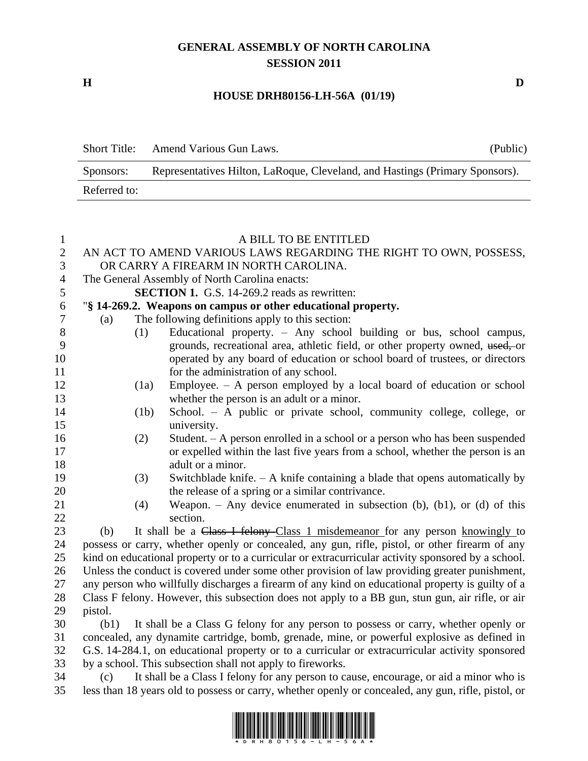# GENERAL ASSEMBLY OF NORTH CAROLINA
## SESSION 2011

**H** **D**

## HOUSE DRH80156-LH-56A (01/19)

| Short Title: | Amend Various Gun Laws. | (Public) |
|---|---|---|
| Sponsors: | Representatives Hilton, LaRoque, Cleveland, and Hastings (Primary Sponsors). | |
| Referred to: | | |

A BILL TO BE ENTITLED

AN ACT TO AMEND VARIOUS LAWS REGARDING THE RIGHT TO OWN, POSSESS, OR CARRY A FIREARM IN NORTH CAROLINA.

The General Assembly of North Carolina enacts:

**SECTION 1.** G.S. 14-269.2 reads as rewritten:

"**§ 14-269.2. Weapons on campus or other educational property.**

(a) The following definitions apply to this section:

(1) Educational property. – Any school building or bus, school campus, grounds, recreational area, athletic field, or other property owned, ~~used,~~ or operated by any board of education or school board of trustees, or directors for the administration of any school.

(1a) Employee. – A person employed by a local board of education or school whether the person is an adult or a minor.

(1b) School. – A public or private school, community college, college, or university.

(2) Student. – A person enrolled in a school or a person who has been suspended or expelled within the last five years from a school, whether the person is an adult or a minor.

(3) Switchblade knife. – A knife containing a blade that opens automatically by the release of a spring or a similar contrivance.

(4) Weapon. – Any device enumerated in subsection (b), (b1), or (d) of this section.

(b) It shall be a ~~Class I felony~~ <u>Class 1 misdemeanor</u> for any person <u>knowingly</u> to possess or carry, whether openly or concealed, any gun, rifle, pistol, or other firearm of any kind on educational property or to a curricular or extracurricular activity sponsored by a school. Unless the conduct is covered under some other provision of law providing greater punishment, any person who willfully discharges a firearm of any kind on educational property is guilty of a Class F felony. However, this subsection does not apply to a BB gun, stun gun, air rifle, or air pistol.

(b1) It shall be a Class G felony for any person to possess or carry, whether openly or concealed, any dynamite cartridge, bomb, grenade, mine, or powerful explosive as defined in G.S. 14-284.1, on educational property or to a curricular or extracurricular activity sponsored by a school. This subsection shall not apply to fireworks.

(c) It shall be a Class I felony for any person to cause, encourage, or aid a minor who is less than 18 years old to possess or carry, whether openly or concealed, any gun, rifle, pistol, or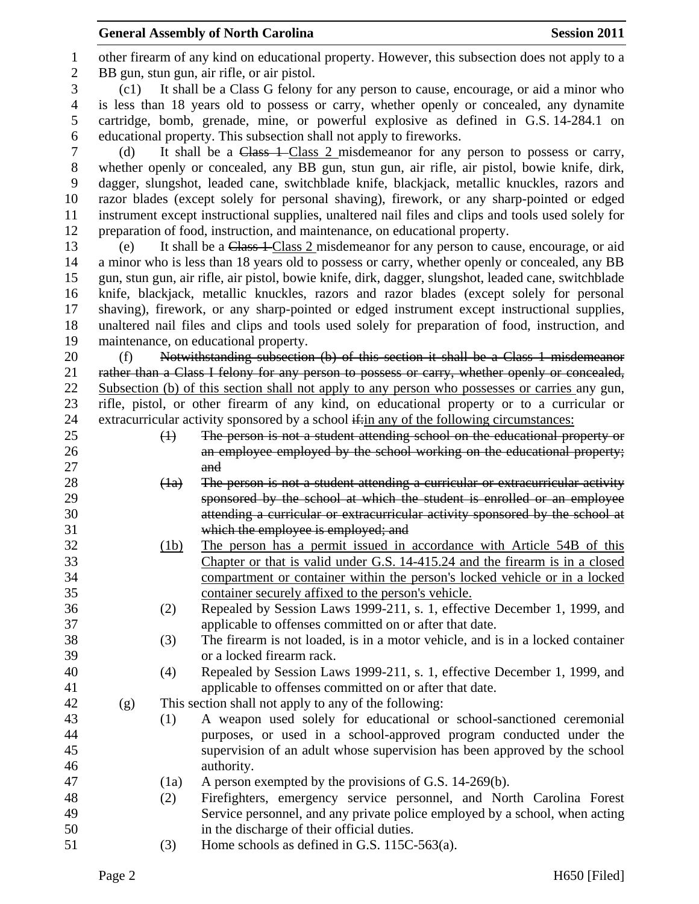other firearm of any kind on educational property. However, this subsection does not apply to a BB gun, stun gun, air rifle, or air pistol.

(c1) It shall be a Class G felony for any person to cause, encourage, or aid a minor who is less than 18 years old to possess or carry, whether openly or concealed, any dynamite cartridge, bomb, grenade, mine, or powerful explosive as defined in G.S. 14-284.1 on educational property. This subsection shall not apply to fireworks.

(d) It shall be a ~~Class 1~~ <u>Class 2</u> misdemeanor for any person to possess or carry, whether openly or concealed, any BB gun, stun gun, air rifle, air pistol, bowie knife, dirk, dagger, slungshot, leaded cane, switchblade knife, blackjack, metallic knuckles, razors and razor blades (except solely for personal shaving), firework, or any sharp-pointed or edged instrument except instructional supplies, unaltered nail files and clips and tools used solely for preparation of food, instruction, and maintenance, on educational property.

(e) It shall be a ~~Class 1~~ <u>Class 2</u> misdemeanor for any person to cause, encourage, or aid a minor who is less than 18 years old to possess or carry, whether openly or concealed, any BB gun, stun gun, air rifle, air pistol, bowie knife, dirk, dagger, slungshot, leaded cane, switchblade knife, blackjack, metallic knuckles, razors and razor blades (except solely for personal shaving), firework, or any sharp-pointed or edged instrument except instructional supplies, unaltered nail files and clips and tools used solely for preparation of food, instruction, and maintenance, on educational property.

(f) ~~Notwithstanding subsection (b) of this section it shall be a Class 1 misdemeanor rather than a Class I felony for any person to possess or carry, whether openly or concealed,~~ <u>Subsection (b) of this section shall not apply to any person who possesses or carries</u> any gun, rifle, pistol, or other firearm of any kind, on educational property or to a curricular or extracurricular activity sponsored by a school ~~if:~~<u>in any of the following circumstances:</u>

~~(1) The person is not a student attending school on the educational property or an employee employed by the school working on the educational property; and~~

~~(1a) The person is not a student attending a curricular or extracurricular activity sponsored by the school at which the student is enrolled or an employee attending a curricular or extracurricular activity sponsored by the school at which the employee is employed; and~~

<u>(1b) The person has a permit issued in accordance with Article 54B of this Chapter or that is valid under G.S. 14-415.24 and the firearm is in a closed compartment or container within the person's locked vehicle or in a locked container securely affixed to the person's vehicle.</u>

(2) Repealed by Session Laws 1999-211, s. 1, effective December 1, 1999, and applicable to offenses committed on or after that date.

(3) The firearm is not loaded, is in a motor vehicle, and is in a locked container or a locked firearm rack.

(4) Repealed by Session Laws 1999-211, s. 1, effective December 1, 1999, and applicable to offenses committed on or after that date.

(g) This section shall not apply to any of the following:

(1) A weapon used solely for educational or school-sanctioned ceremonial purposes, or used in a school-approved program conducted under the supervision of an adult whose supervision has been approved by the school authority.

(1a) A person exempted by the provisions of G.S. 14-269(b).

(2) Firefighters, emergency service personnel, and North Carolina Forest Service personnel, and any private police employed by a school, when acting in the discharge of their official duties.

(3) Home schools as defined in G.S. 115C-563(a).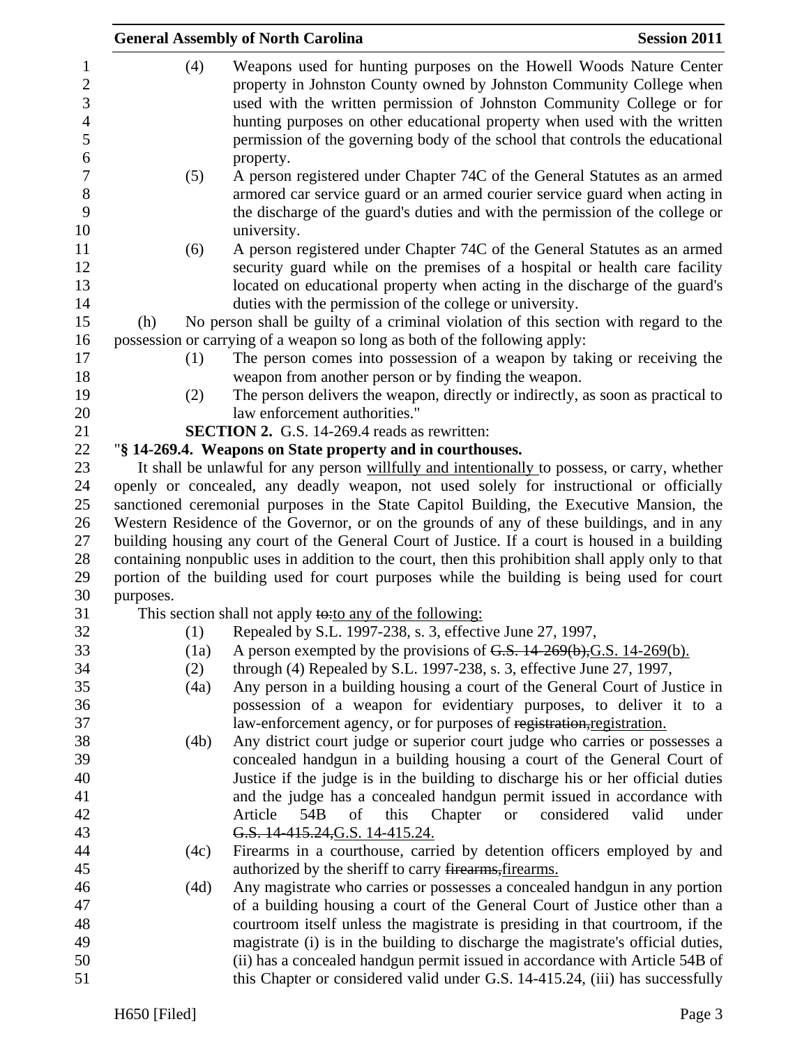(4) Weapons used for hunting purposes on the Howell Woods Nature Center property in Johnston County owned by Johnston Community College when used with the written permission of Johnston Community College or for hunting purposes on other educational property when used with the written permission of the governing body of the school that controls the educational property.

(5) A person registered under Chapter 74C of the General Statutes as an armed armored car service guard or an armed courier service guard when acting in the discharge of the guard's duties and with the permission of the college or university.

(6) A person registered under Chapter 74C of the General Statutes as an armed security guard while on the premises of a hospital or health care facility located on educational property when acting in the discharge of the guard's duties with the permission of the college or university.

(h) No person shall be guilty of a criminal violation of this section with regard to the possession or carrying of a weapon so long as both of the following apply:

(1) The person comes into possession of a weapon by taking or receiving the weapon from another person or by finding the weapon.

(2) The person delivers the weapon, directly or indirectly, as soon as practical to law enforcement authorities."

**SECTION 2.** G.S. 14-269.4 reads as rewritten:

"**§ 14-269.4. Weapons on State property and in courthouses.**

It shall be unlawful for any person willfully and intentionally to possess, or carry, whether openly or concealed, any deadly weapon, not used solely for instructional or officially sanctioned ceremonial purposes in the State Capitol Building, the Executive Mansion, the Western Residence of the Governor, or on the grounds of any of these buildings, and in any building housing any court of the General Court of Justice. If a court is housed in a building containing nonpublic uses in addition to the court, then this prohibition shall apply only to that portion of the building used for court purposes while the building is being used for court purposes.

This section shall not apply ~~to:~~to any of the following:

(1) Repealed by S.L. 1997-238, s. 3, effective June 27, 1997,

(1a) A person exempted by the provisions of ~~G.S. 14-269(b),~~G.S. 14-269(b).

(2) through (4) Repealed by S.L. 1997-238, s. 3, effective June 27, 1997,

(4a) Any person in a building housing a court of the General Court of Justice in possession of a weapon for evidentiary purposes, to deliver it to a law-enforcement agency, or for purposes of ~~registration,~~registration.

(4b) Any district court judge or superior court judge who carries or possesses a concealed handgun in a building housing a court of the General Court of Justice if the judge is in the building to discharge his or her official duties and the judge has a concealed handgun permit issued in accordance with Article 54B of this Chapter or considered valid under ~~G.S. 14-415.24,~~G.S. 14-415.24.

(4c) Firearms in a courthouse, carried by detention officers employed by and authorized by the sheriff to carry ~~firearms,~~firearms.

(4d) Any magistrate who carries or possesses a concealed handgun in any portion of a building housing a court of the General Court of Justice other than a courtroom itself unless the magistrate is presiding in that courtroom, if the magistrate (i) is in the building to discharge the magistrate's official duties, (ii) has a concealed handgun permit issued in accordance with Article 54B of this Chapter or considered valid under G.S. 14-415.24, (iii) has successfully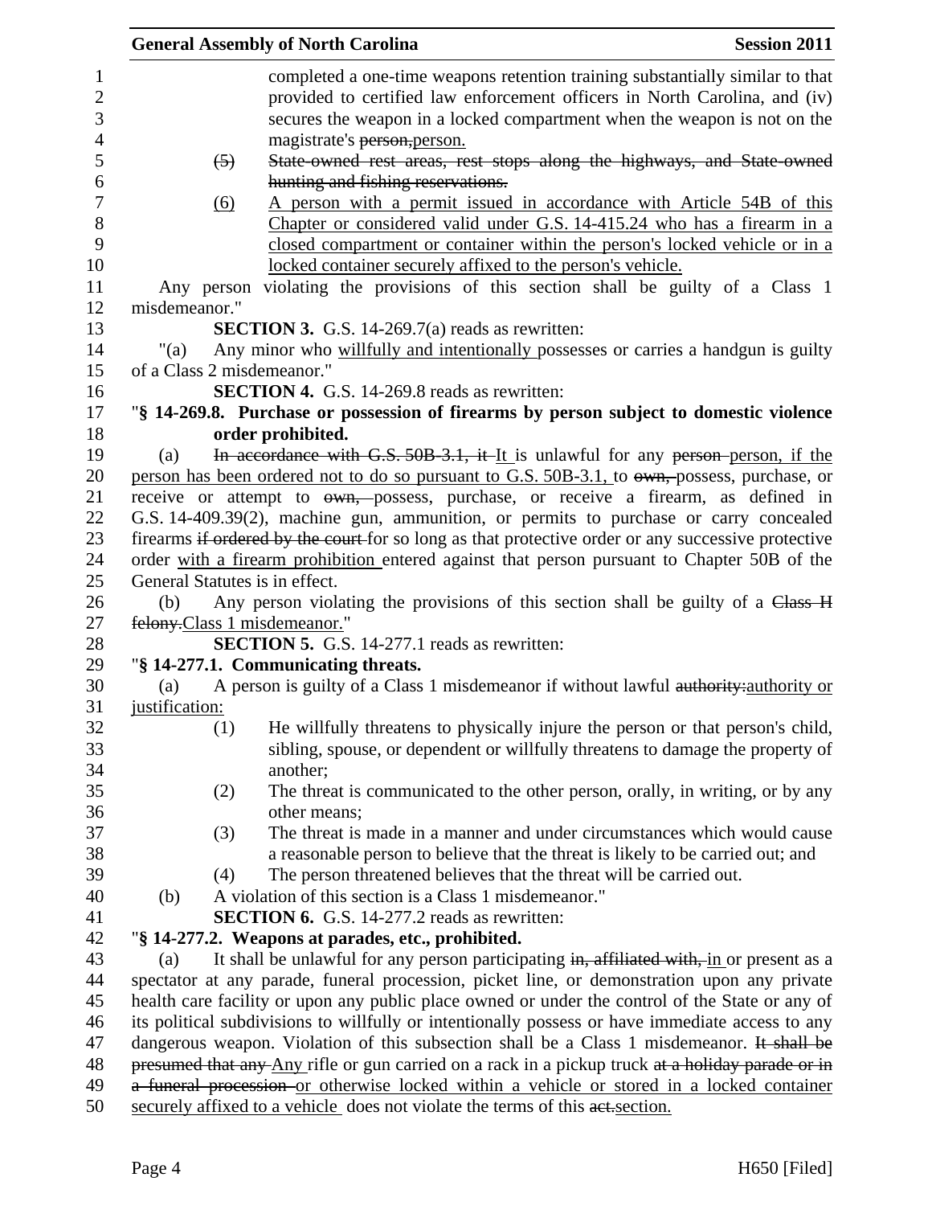completed a one-time weapons retention training substantially similar to that provided to certified law enforcement officers in North Carolina, and (iv) secures the weapon in a locked compartment when the weapon is not on the magistrate's ~~person,~~person.

~~(5) State-owned rest areas, rest stops along the highways, and State-owned hunting and fishing reservations.~~

(6) A person with a permit issued in accordance with Article 54B of this Chapter or considered valid under G.S. 14-415.24 who has a firearm in a closed compartment or container within the person's locked vehicle or in a locked container securely affixed to the person's vehicle.

Any person violating the provisions of this section shall be guilty of a Class 1 misdemeanor."

**SECTION 3.** G.S. 14-269.7(a) reads as rewritten:

"(a) Any minor who willfully and intentionally possesses or carries a handgun is guilty of a Class 2 misdemeanor."

**SECTION 4.** G.S. 14-269.8 reads as rewritten:

"**§ 14-269.8. Purchase or possession of firearms by person subject to domestic violence order prohibited.**

(a) ~~In accordance with G.S. 50B-3.1, it~~ It is unlawful for any ~~person~~ person, if the person has been ordered not to do so pursuant to G.S. 50B-3.1, to ~~own,~~ possess, purchase, or receive or attempt to ~~own,~~ possess, purchase, or receive a firearm, as defined in G.S. 14-409.39(2), machine gun, ammunition, or permits to purchase or carry concealed firearms ~~if ordered by the court~~ for so long as that protective order or any successive protective order with a firearm prohibition entered against that person pursuant to Chapter 50B of the General Statutes is in effect.

(b) Any person violating the provisions of this section shall be guilty of a ~~Class H felony.~~Class 1 misdemeanor."

**SECTION 5.** G.S. 14-277.1 reads as rewritten:

"**§ 14-277.1. Communicating threats.**

(a) A person is guilty of a Class 1 misdemeanor if without lawful ~~authority:~~authority or justification:

(1) He willfully threatens to physically injure the person or that person's child, sibling, spouse, or dependent or willfully threatens to damage the property of another;

(2) The threat is communicated to the other person, orally, in writing, or by any other means;

(3) The threat is made in a manner and under circumstances which would cause a reasonable person to believe that the threat is likely to be carried out; and

(4) The person threatened believes that the threat will be carried out.

(b) A violation of this section is a Class 1 misdemeanor."

**SECTION 6.** G.S. 14-277.2 reads as rewritten:

"**§ 14-277.2. Weapons at parades, etc., prohibited.**

(a) It shall be unlawful for any person participating ~~in, affiliated with,~~ in or present as a spectator at any parade, funeral procession, picket line, or demonstration upon any private health care facility or upon any public place owned or under the control of the State or any of its political subdivisions to willfully or intentionally possess or have immediate access to any dangerous weapon. Violation of this subsection shall be a Class 1 misdemeanor. ~~It shall be presumed that any~~ Any rifle or gun carried on a rack in a pickup truck ~~at a holiday parade or in a funeral procession~~ or otherwise locked within a vehicle or stored in a locked container securely affixed to a vehicle does not violate the terms of this ~~act.~~section.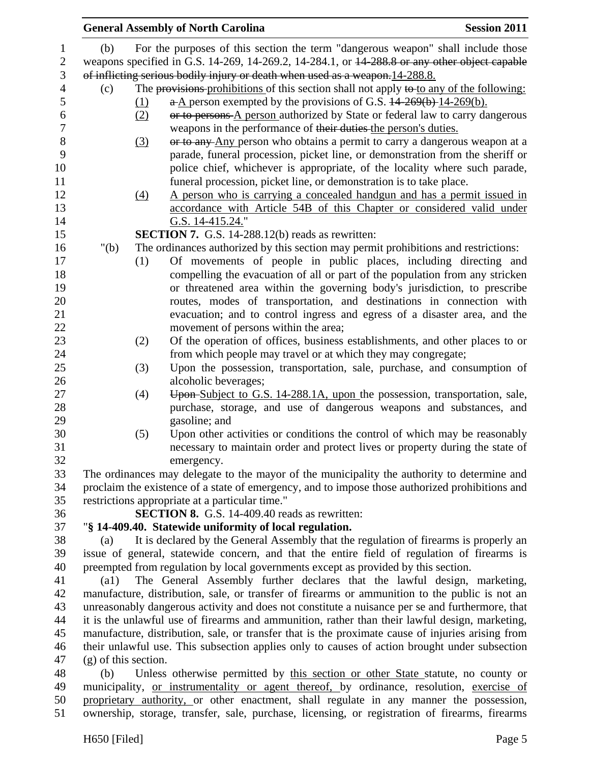(b) For the purposes of this section the term "dangerous weapon" shall include those weapons specified in G.S. 14-269, 14-269.2, 14-284.1, or ~~14-288.8 or any other object capable of inflicting serious bodily injury or death when used as a weapon.~~<u>14-288.8.</u>

(c) The ~~provisions~~ <u>prohibitions</u> of this section shall not apply ~~to~~ <u>to any of the following:</u>

<u>(1)</u> ~~a~~ <u>A</u> person exempted by the provisions of G.S. ~~14-269(b)~~ <u>14-269(b).</u>

<u>(2)</u> ~~or to persons~~ <u>A person</u> authorized by State or federal law to carry dangerous weapons in the performance of ~~their duties~~ <u>the person's duties.</u>

<u>(3)</u> ~~or to any~~ <u>Any</u> person who obtains a permit to carry a dangerous weapon at a parade, funeral procession, picket line, or demonstration from the sheriff or police chief, whichever is appropriate, of the locality where such parade, funeral procession, picket line, or demonstration is to take place.

<u>(4)</u> <u>A person who is carrying a concealed handgun and has a permit issued in accordance with Article 54B of this Chapter or considered valid under G.S. 14-415.24.</u>"

**SECTION 7.** G.S. 14-288.12(b) reads as rewritten:

"(b) The ordinances authorized by this section may permit prohibitions and restrictions:

(1) Of movements of people in public places, including directing and compelling the evacuation of all or part of the population from any stricken or threatened area within the governing body's jurisdiction, to prescribe routes, modes of transportation, and destinations in connection with evacuation; and to control ingress and egress of a disaster area, and the movement of persons within the area;

(2) Of the operation of offices, business establishments, and other places to or from which people may travel or at which they may congregate;

(3) Upon the possession, transportation, sale, purchase, and consumption of alcoholic beverages;

(4) ~~Upon~~ <u>Subject to G.S. 14-288.1A, upon</u> the possession, transportation, sale, purchase, storage, and use of dangerous weapons and substances, and gasoline; and

(5) Upon other activities or conditions the control of which may be reasonably necessary to maintain order and protect lives or property during the state of emergency.

The ordinances may delegate to the mayor of the municipality the authority to determine and proclaim the existence of a state of emergency, and to impose those authorized prohibitions and restrictions appropriate at a particular time."

**SECTION 8.** G.S. 14-409.40 reads as rewritten:

"**§ 14-409.40. Statewide uniformity of local regulation.**

(a) It is declared by the General Assembly that the regulation of firearms is properly an issue of general, statewide concern, and that the entire field of regulation of firearms is preempted from regulation by local governments except as provided by this section.

(a1) The General Assembly further declares that the lawful design, marketing, manufacture, distribution, sale, or transfer of firearms or ammunition to the public is not an unreasonably dangerous activity and does not constitute a nuisance per se and furthermore, that it is the unlawful use of firearms and ammunition, rather than their lawful design, marketing, manufacture, distribution, sale, or transfer that is the proximate cause of injuries arising from their unlawful use. This subsection applies only to causes of action brought under subsection (g) of this section.

(b) Unless otherwise permitted by <u>this section or other State</u> statute, no county or municipality, <u>or instrumentality or agent thereof,</u> by ordinance, resolution, <u>exercise of proprietary authority,</u> or other enactment, shall regulate in any manner the possession, ownership, storage, transfer, sale, purchase, licensing, or registration of firearms, firearms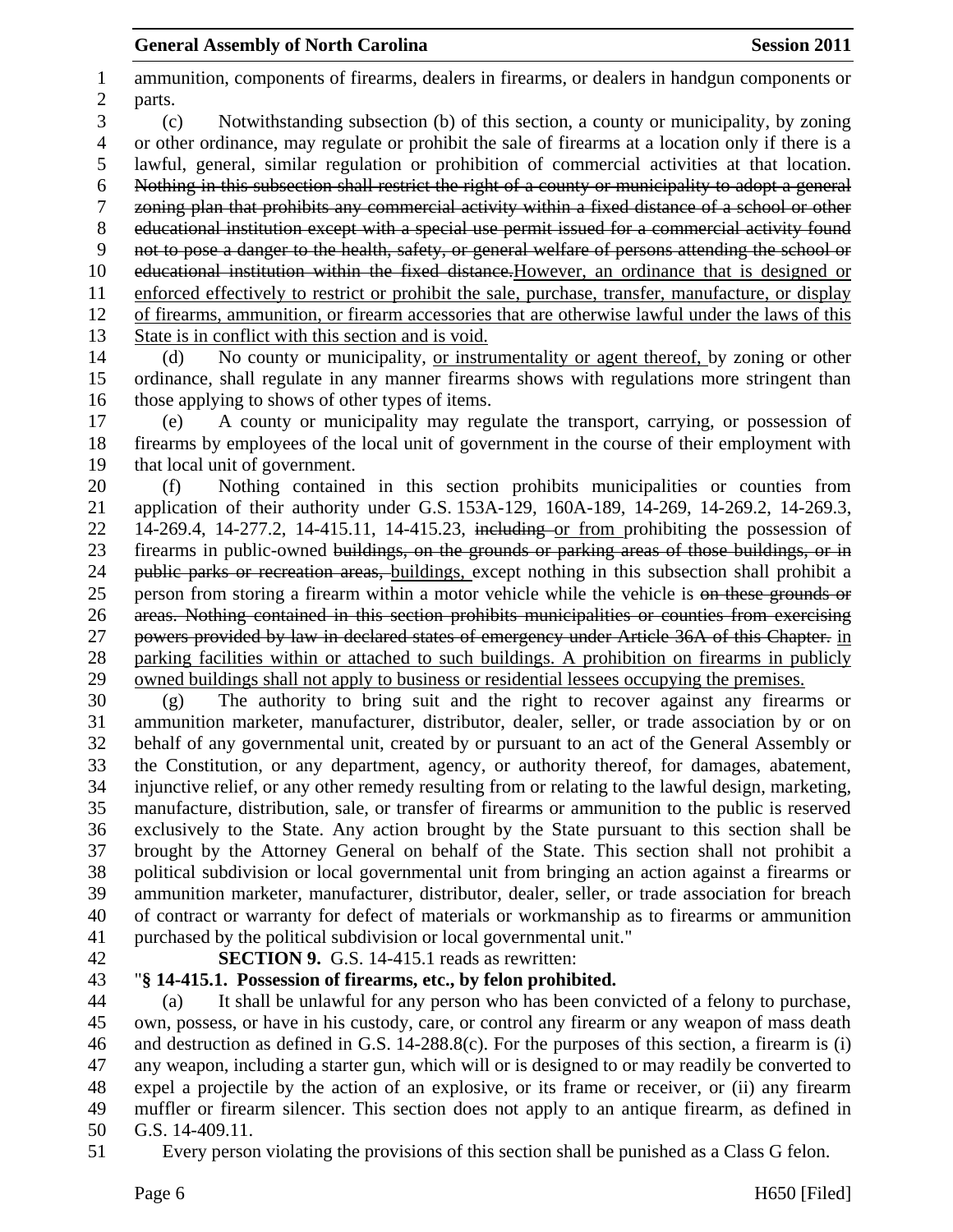ammunition, components of firearms, dealers in firearms, or dealers in handgun components or parts.

(c) Notwithstanding subsection (b) of this section, a county or municipality, by zoning or other ordinance, may regulate or prohibit the sale of firearms at a location only if there is a lawful, general, similar regulation or prohibition of commercial activities at that location. ~~Nothing in this subsection shall restrict the right of a county or municipality to adopt a general zoning plan that prohibits any commercial activity within a fixed distance of a school or other educational institution except with a special use permit issued for a commercial activity found not to pose a danger to the health, safety, or general welfare of persons attending the school or educational institution within the fixed distance.~~However, an ordinance that is designed or enforced effectively to restrict or prohibit the sale, purchase, transfer, manufacture, or display of firearms, ammunition, or firearm accessories that are otherwise lawful under the laws of this State is in conflict with this section and is void.

(d) No county or municipality, or instrumentality or agent thereof, by zoning or other ordinance, shall regulate in any manner firearms shows with regulations more stringent than those applying to shows of other types of items.

(e) A county or municipality may regulate the transport, carrying, or possession of firearms by employees of the local unit of government in the course of their employment with that local unit of government.

(f) Nothing contained in this section prohibits municipalities or counties from application of their authority under G.S. 153A-129, 160A-189, 14-269, 14-269.2, 14-269.3, 14-269.4, 14-277.2, 14-415.11, 14-415.23, ~~including~~ or from prohibiting the possession of firearms in public-owned ~~buildings, on the grounds or parking areas of those buildings, or in public parks or recreation areas,~~ buildings, except nothing in this subsection shall prohibit a person from storing a firearm within a motor vehicle while the vehicle is ~~on these grounds or areas. Nothing contained in this section prohibits municipalities or counties from exercising powers provided by law in declared states of emergency under Article 36A of this Chapter.~~ in parking facilities within or attached to such buildings. A prohibition on firearms in publicly owned buildings shall not apply to business or residential lessees occupying the premises.

(g) The authority to bring suit and the right to recover against any firearms or ammunition marketer, manufacturer, distributor, dealer, seller, or trade association by or on behalf of any governmental unit, created by or pursuant to an act of the General Assembly or the Constitution, or any department, agency, or authority thereof, for damages, abatement, injunctive relief, or any other remedy resulting from or relating to the lawful design, marketing, manufacture, distribution, sale, or transfer of firearms or ammunition to the public is reserved exclusively to the State. Any action brought by the State pursuant to this section shall be brought by the Attorney General on behalf of the State. This section shall not prohibit a political subdivision or local governmental unit from bringing an action against a firearms or ammunition marketer, manufacturer, distributor, dealer, seller, or trade association for breach of contract or warranty for defect of materials or workmanship as to firearms or ammunition purchased by the political subdivision or local governmental unit."

**SECTION 9.** G.S. 14-415.1 reads as rewritten:

"**§ 14-415.1. Possession of firearms, etc., by felon prohibited.**

(a) It shall be unlawful for any person who has been convicted of a felony to purchase, own, possess, or have in his custody, care, or control any firearm or any weapon of mass death and destruction as defined in G.S. 14-288.8(c). For the purposes of this section, a firearm is (i) any weapon, including a starter gun, which will or is designed to or may readily be converted to expel a projectile by the action of an explosive, or its frame or receiver, or (ii) any firearm muffler or firearm silencer. This section does not apply to an antique firearm, as defined in G.S. 14-409.11.

Every person violating the provisions of this section shall be punished as a Class G felon.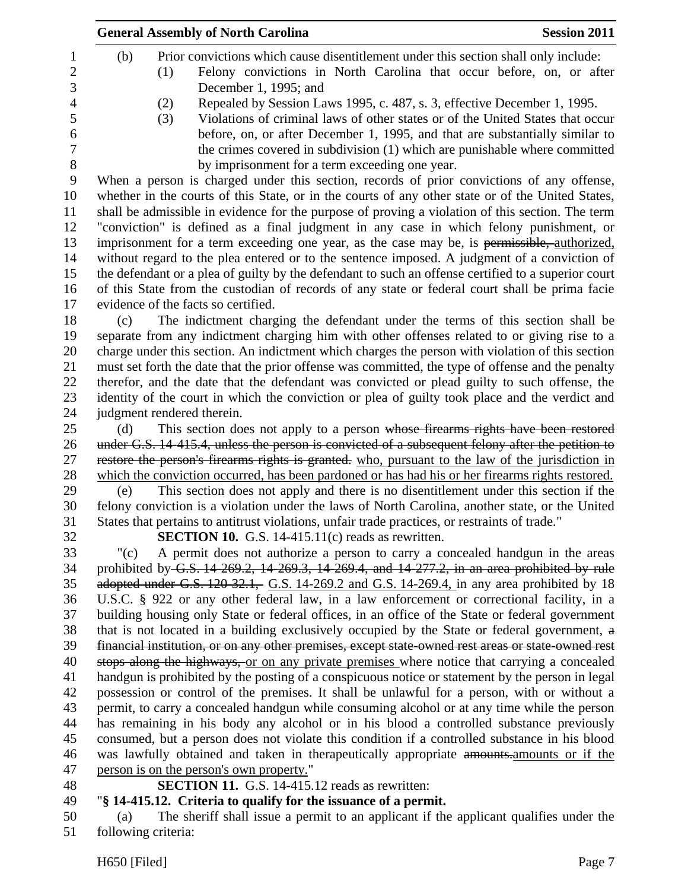(b) Prior convictions which cause disentitlement under this section shall only include:

(1) Felony convictions in North Carolina that occur before, on, or after December 1, 1995; and

(2) Repealed by Session Laws 1995, c. 487, s. 3, effective December 1, 1995.

(3) Violations of criminal laws of other states or of the United States that occur before, on, or after December 1, 1995, and that are substantially similar to the crimes covered in subdivision (1) which are punishable where committed by imprisonment for a term exceeding one year.

When a person is charged under this section, records of prior convictions of any offense, whether in the courts of this State, or in the courts of any other state or of the United States, shall be admissible in evidence for the purpose of proving a violation of this section. The term "conviction" is defined as a final judgment in any case in which felony punishment, or imprisonment for a term exceeding one year, as the case may be, is ~~permissible,~~ authorized, without regard to the plea entered or to the sentence imposed. A judgment of a conviction of the defendant or a plea of guilty by the defendant to such an offense certified to a superior court of this State from the custodian of records of any state or federal court shall be prima facie evidence of the facts so certified.

(c) The indictment charging the defendant under the terms of this section shall be separate from any indictment charging him with other offenses related to or giving rise to a charge under this section. An indictment which charges the person with violation of this section must set forth the date that the prior offense was committed, the type of offense and the penalty therefor, and the date that the defendant was convicted or plead guilty to such offense, the identity of the court in which the conviction or plea of guilty took place and the verdict and judgment rendered therein.

(d) This section does not apply to a person ~~whose firearms rights have been restored under G.S. 14-415.4, unless the person is convicted of a subsequent felony after the petition to restore the person's firearms rights is granted.~~ who, pursuant to the law of the jurisdiction in which the conviction occurred, has been pardoned or has had his or her firearms rights restored.

(e) This section does not apply and there is no disentitlement under this section if the felony conviction is a violation under the laws of North Carolina, another state, or the United States that pertains to antitrust violations, unfair trade practices, or restraints of trade."

**SECTION 10.** G.S. 14-415.11(c) reads as rewritten.

"(c) A permit does not authorize a person to carry a concealed handgun in the areas prohibited by ~~G.S. 14-269.2, 14-269.3, 14-269.4, and 14-277.2, in an area prohibited by rule adopted under G.S. 120-32.1,~~ G.S. 14-269.2 and G.S. 14-269.4, in any area prohibited by 18 U.S.C. § 922 or any other federal law, in a law enforcement or correctional facility, in a building housing only State or federal offices, in an office of the State or federal government that is not located in a building exclusively occupied by the State or federal government, ~~a financial institution, or on any other premises, except state-owned rest areas or state-owned rest stops along the highways,~~ or on any private premises where notice that carrying a concealed handgun is prohibited by the posting of a conspicuous notice or statement by the person in legal possession or control of the premises. It shall be unlawful for a person, with or without a permit, to carry a concealed handgun while consuming alcohol or at any time while the person has remaining in his body any alcohol or in his blood a controlled substance previously consumed, but a person does not violate this condition if a controlled substance in his blood was lawfully obtained and taken in therapeutically appropriate ~~amounts.~~amounts or if the person is on the person's own property."

**SECTION 11.** G.S. 14-415.12 reads as rewritten:

"**§ 14-415.12. Criteria to qualify for the issuance of a permit.**

(a) The sheriff shall issue a permit to an applicant if the applicant qualifies under the following criteria: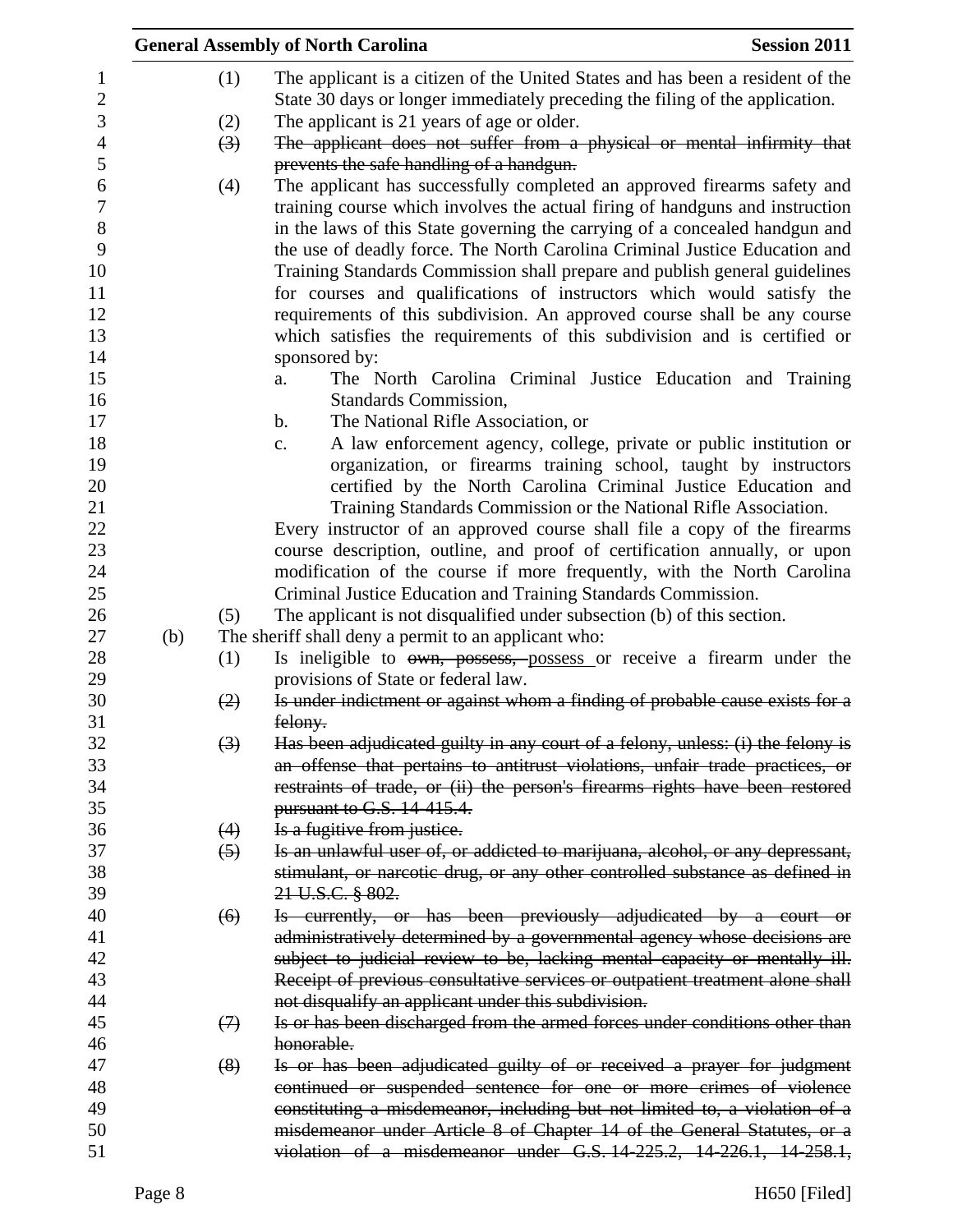(1) The applicant is a citizen of the United States and has been a resident of the State 30 days or longer immediately preceding the filing of the application.

(2) The applicant is 21 years of age or older.

~~(3) The applicant does not suffer from a physical or mental infirmity that prevents the safe handling of a handgun.~~

(4) The applicant has successfully completed an approved firearms safety and training course which involves the actual firing of handguns and instruction in the laws of this State governing the carrying of a concealed handgun and the use of deadly force. The North Carolina Criminal Justice Education and Training Standards Commission shall prepare and publish general guidelines for courses and qualifications of instructors which would satisfy the requirements of this subdivision. An approved course shall be any course which satisfies the requirements of this subdivision and is certified or sponsored by:

a. The North Carolina Criminal Justice Education and Training Standards Commission,

b. The National Rifle Association, or

c. A law enforcement agency, college, private or public institution or organization, or firearms training school, taught by instructors certified by the North Carolina Criminal Justice Education and Training Standards Commission or the National Rifle Association.

Every instructor of an approved course shall file a copy of the firearms course description, outline, and proof of certification annually, or upon modification of the course if more frequently, with the North Carolina Criminal Justice Education and Training Standards Commission.

(5) The applicant is not disqualified under subsection (b) of this section.

(b) The sheriff shall deny a permit to an applicant who:

(1) Is ineligible to ~~own, possess,~~ possess or receive a firearm under the provisions of State or federal law.

~~(2) Is under indictment or against whom a finding of probable cause exists for a felony.~~

~~(3) Has been adjudicated guilty in any court of a felony, unless: (i) the felony is an offense that pertains to antitrust violations, unfair trade practices, or restraints of trade, or (ii) the person's firearms rights have been restored pursuant to G.S. 14-415.4.~~

~~(4) Is a fugitive from justice.~~

~~(5) Is an unlawful user of, or addicted to marijuana, alcohol, or any depressant, stimulant, or narcotic drug, or any other controlled substance as defined in 21 U.S.C. § 802.~~

~~(6) Is currently, or has been previously adjudicated by a court or administratively determined by a governmental agency whose decisions are subject to judicial review to be, lacking mental capacity or mentally ill. Receipt of previous consultative services or outpatient treatment alone shall not disqualify an applicant under this subdivision.~~

~~(7) Is or has been discharged from the armed forces under conditions other than honorable.~~

~~(8) Is or has been adjudicated guilty of or received a prayer for judgment continued or suspended sentence for one or more crimes of violence constituting a misdemeanor, including but not limited to, a violation of a misdemeanor under Article 8 of Chapter 14 of the General Statutes, or a violation of a misdemeanor under G.S. 14-225.2, 14-226.1, 14-258.1,~~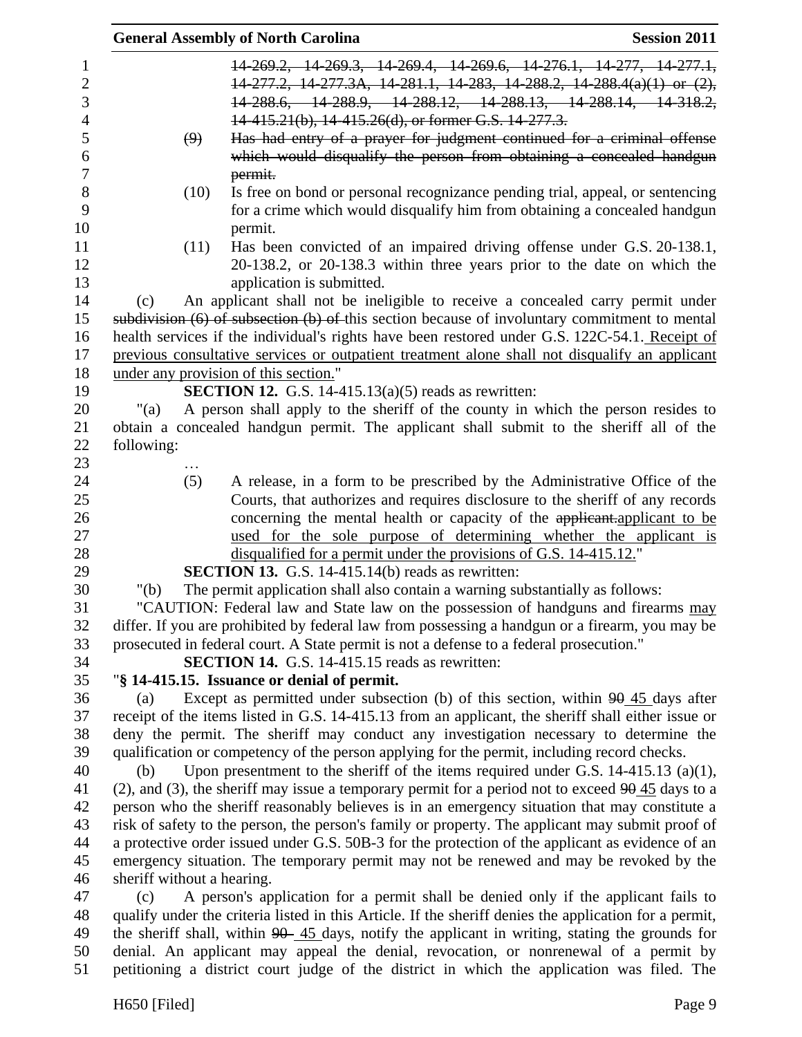14-269.2, 14-269.3, 14-269.4, 14-269.6, 14-276.1, 14-277, 14-277.1, 14-277.2, 14-277.3A, 14-281.1, 14-283, 14-288.2, 14-288.4(a)(1) or (2), 14-288.6, 14-288.9, 14-288.12, 14-288.13, 14-288.14, 14-318.2, 14-415.21(b), 14-415.26(d), or former G.S. 14-277.3.

(9) Has had entry of a prayer for judgment continued for a criminal offense which would disqualify the person from obtaining a concealed handgun permit.

(10) Is free on bond or personal recognizance pending trial, appeal, or sentencing for a crime which would disqualify him from obtaining a concealed handgun permit.

(11) Has been convicted of an impaired driving offense under G.S. 20-138.1, 20-138.2, or 20-138.3 within three years prior to the date on which the application is submitted.

(c) An applicant shall not be ineligible to receive a concealed carry permit under subdivision (6) of subsection (b) of this section because of involuntary commitment to mental health services if the individual's rights have been restored under G.S. 122C-54.1. Receipt of previous consultative services or outpatient treatment alone shall not disqualify an applicant under any provision of this section."

**SECTION 12.** G.S. 14-415.13(a)(5) reads as rewritten:

"(a) A person shall apply to the sheriff of the county in which the person resides to obtain a concealed handgun permit. The applicant shall submit to the sheriff all of the following:

…

(5) A release, in a form to be prescribed by the Administrative Office of the Courts, that authorizes and requires disclosure to the sheriff of any records concerning the mental health or capacity of the applicant.applicant to be used for the sole purpose of determining whether the applicant is disqualified for a permit under the provisions of G.S. 14-415.12."

**SECTION 13.** G.S. 14-415.14(b) reads as rewritten:

"(b) The permit application shall also contain a warning substantially as follows:

"CAUTION: Federal law and State law on the possession of handguns and firearms may differ. If you are prohibited by federal law from possessing a handgun or a firearm, you may be prosecuted in federal court. A State permit is not a defense to a federal prosecution."

**SECTION 14.** G.S. 14-415.15 reads as rewritten:

"**§ 14-415.15. Issuance or denial of permit.**

(a) Except as permitted under subsection (b) of this section, within 90 45 days after receipt of the items listed in G.S. 14-415.13 from an applicant, the sheriff shall either issue or deny the permit. The sheriff may conduct any investigation necessary to determine the qualification or competency of the person applying for the permit, including record checks.

(b) Upon presentment to the sheriff of the items required under G.S. 14-415.13 (a)(1), (2), and (3), the sheriff may issue a temporary permit for a period not to exceed 90 45 days to a person who the sheriff reasonably believes is in an emergency situation that may constitute a risk of safety to the person, the person's family or property. The applicant may submit proof of a protective order issued under G.S. 50B-3 for the protection of the applicant as evidence of an emergency situation. The temporary permit may not be renewed and may be revoked by the sheriff without a hearing.

(c) A person's application for a permit shall be denied only if the applicant fails to qualify under the criteria listed in this Article. If the sheriff denies the application for a permit, the sheriff shall, within 90 45 days, notify the applicant in writing, stating the grounds for denial. An applicant may appeal the denial, revocation, or nonrenewal of a permit by petitioning a district court judge of the district in which the application was filed. The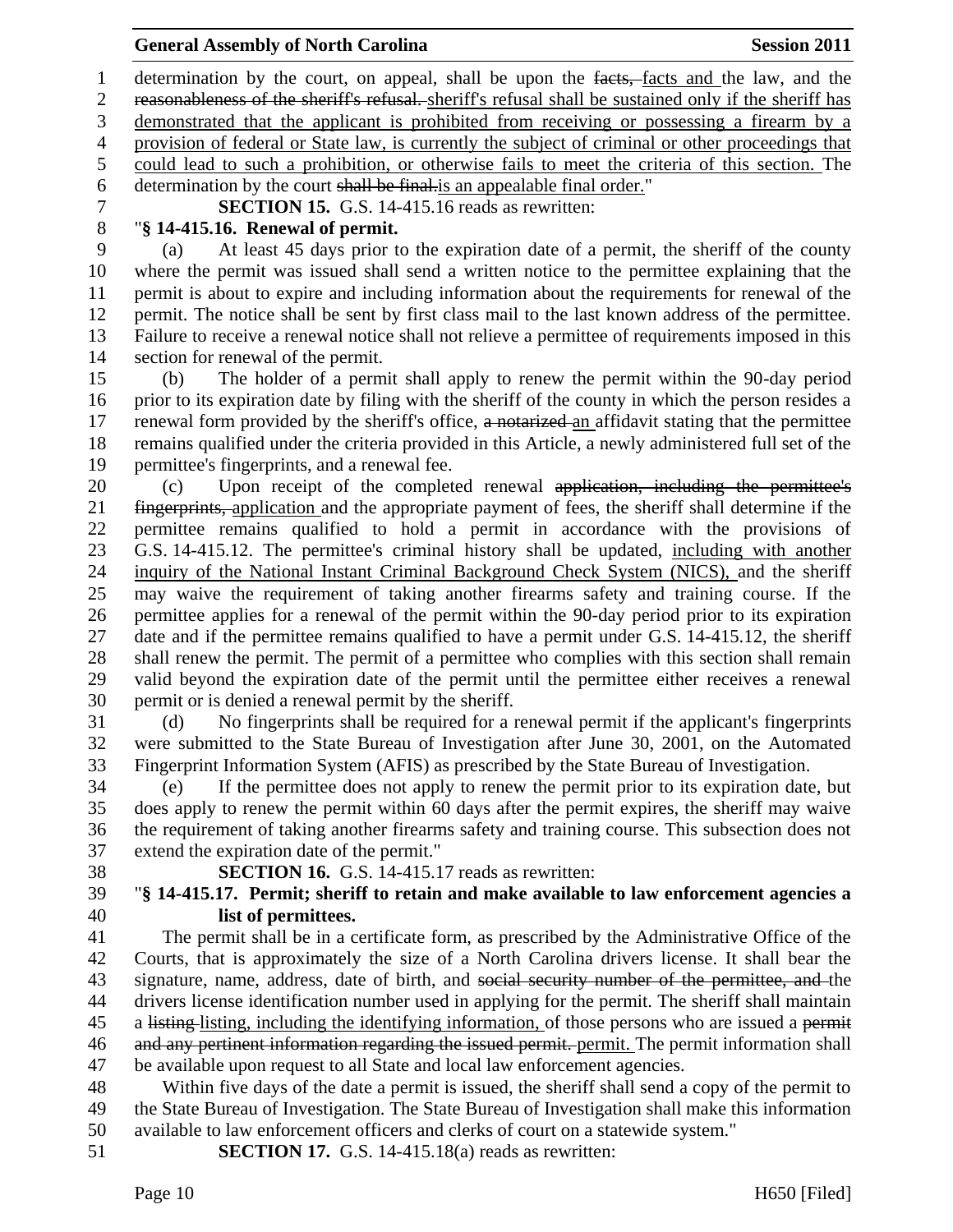determination by the court, on appeal, shall be upon the ~~facts,~~ facts and the law, and the ~~reasonableness of the sheriff's refusal.~~ sheriff's refusal shall be sustained only if the sheriff has demonstrated that the applicant is prohibited from receiving or possessing a firearm by a provision of federal or State law, is currently the subject of criminal or other proceedings that could lead to such a prohibition, or otherwise fails to meet the criteria of this section. The determination by the court ~~shall be final.~~is an appealable final order."

**SECTION 15.** G.S. 14-415.16 reads as rewritten:

"**§ 14-415.16. Renewal of permit.**

(a) At least 45 days prior to the expiration date of a permit, the sheriff of the county where the permit was issued shall send a written notice to the permittee explaining that the permit is about to expire and including information about the requirements for renewal of the permit. The notice shall be sent by first class mail to the last known address of the permittee. Failure to receive a renewal notice shall not relieve a permittee of requirements imposed in this section for renewal of the permit.

(b) The holder of a permit shall apply to renew the permit within the 90-day period prior to its expiration date by filing with the sheriff of the county in which the person resides a renewal form provided by the sheriff's office, ~~a notarized~~ an affidavit stating that the permittee remains qualified under the criteria provided in this Article, a newly administered full set of the permittee's fingerprints, and a renewal fee.

(c) Upon receipt of the completed renewal ~~application, including the permittee's fingerprints,~~ application and the appropriate payment of fees, the sheriff shall determine if the permittee remains qualified to hold a permit in accordance with the provisions of G.S. 14-415.12. The permittee's criminal history shall be updated, including with another inquiry of the National Instant Criminal Background Check System (NICS), and the sheriff may waive the requirement of taking another firearms safety and training course. If the permittee applies for a renewal of the permit within the 90-day period prior to its expiration date and if the permittee remains qualified to have a permit under G.S. 14-415.12, the sheriff shall renew the permit. The permit of a permittee who complies with this section shall remain valid beyond the expiration date of the permit until the permittee either receives a renewal permit or is denied a renewal permit by the sheriff.

(d) No fingerprints shall be required for a renewal permit if the applicant's fingerprints were submitted to the State Bureau of Investigation after June 30, 2001, on the Automated Fingerprint Information System (AFIS) as prescribed by the State Bureau of Investigation.

(e) If the permittee does not apply to renew the permit prior to its expiration date, but does apply to renew the permit within 60 days after the permit expires, the sheriff may waive the requirement of taking another firearms safety and training course. This subsection does not extend the expiration date of the permit."

**SECTION 16.** G.S. 14-415.17 reads as rewritten:

"**§ 14-415.17. Permit; sheriff to retain and make available to law enforcement agencies a list of permittees.**

The permit shall be in a certificate form, as prescribed by the Administrative Office of the Courts, that is approximately the size of a North Carolina drivers license. It shall bear the signature, name, address, date of birth, and ~~social security number of the permittee, and~~ the drivers license identification number used in applying for the permit. The sheriff shall maintain a ~~listing~~ listing, including the identifying information, of those persons who are issued a ~~permit and any pertinent information regarding the issued permit.~~ permit. The permit information shall be available upon request to all State and local law enforcement agencies.

Within five days of the date a permit is issued, the sheriff shall send a copy of the permit to the State Bureau of Investigation. The State Bureau of Investigation shall make this information available to law enforcement officers and clerks of court on a statewide system."

**SECTION 17.** G.S. 14-415.18(a) reads as rewritten: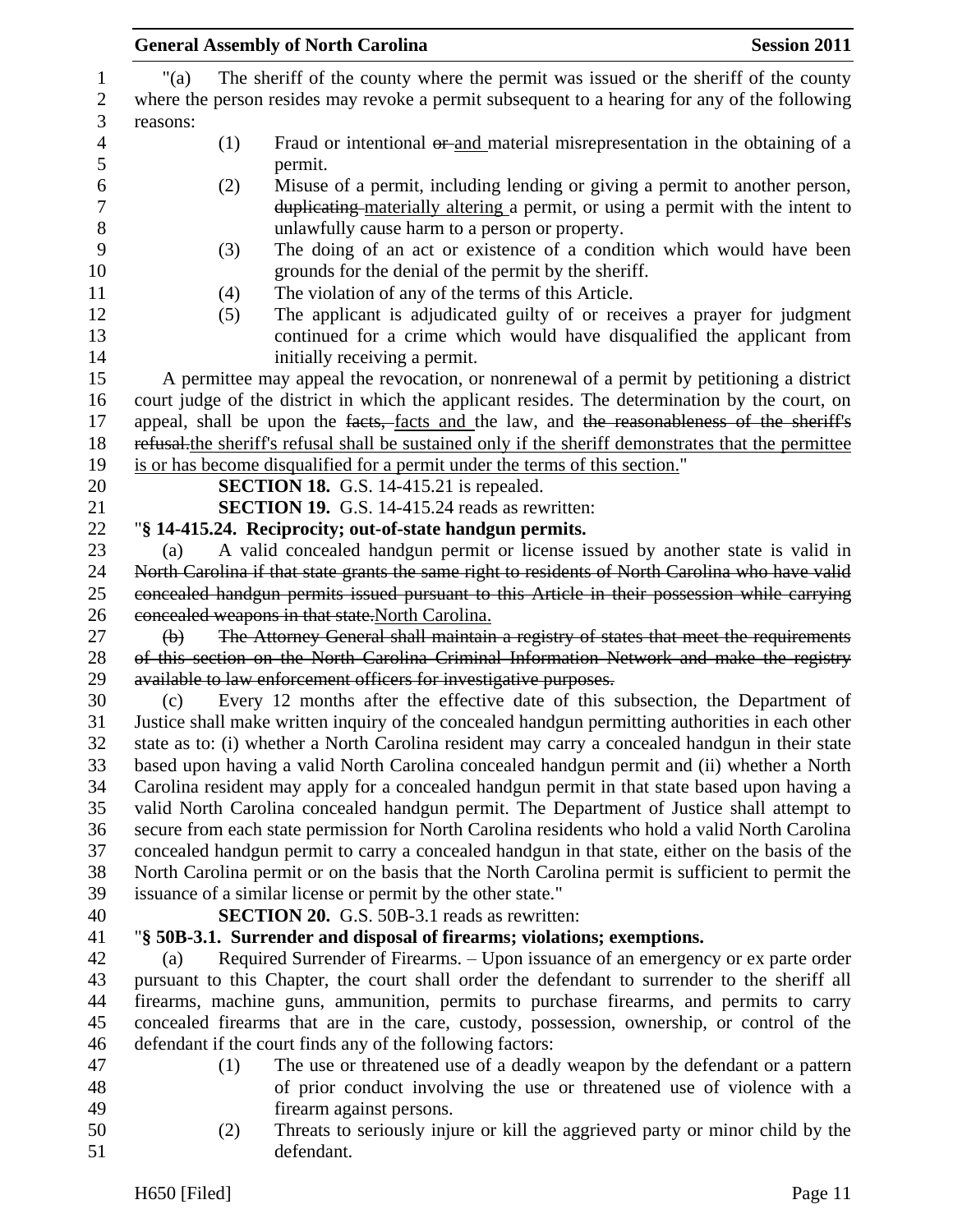"(a) The sheriff of the county where the permit was issued or the sheriff of the county where the person resides may revoke a permit subsequent to a hearing for any of the following reasons:

(1) Fraud or intentional ~~or~~ and material misrepresentation in the obtaining of a permit.

(2) Misuse of a permit, including lending or giving a permit to another person, ~~duplicating~~ materially altering a permit, or using a permit with the intent to unlawfully cause harm to a person or property.

(3) The doing of an act or existence of a condition which would have been grounds for the denial of the permit by the sheriff.

(4) The violation of any of the terms of this Article.

(5) The applicant is adjudicated guilty of or receives a prayer for judgment continued for a crime which would have disqualified the applicant from initially receiving a permit.

A permittee may appeal the revocation, or nonrenewal of a permit by petitioning a district court judge of the district in which the applicant resides. The determination by the court, on appeal, shall be upon the ~~facts,~~ facts and the law, and ~~the reasonableness of the sheriff's refusal.~~the sheriff's refusal shall be sustained only if the sheriff demonstrates that the permittee is or has become disqualified for a permit under the terms of this section."

**SECTION 18.** G.S. 14-415.21 is repealed.

**SECTION 19.** G.S. 14-415.24 reads as rewritten:

"**§ 14-415.24. Reciprocity; out-of-state handgun permits.**

(a) A valid concealed handgun permit or license issued by another state is valid in ~~North Carolina if that state grants the same right to residents of North Carolina who have valid concealed handgun permits issued pursuant to this Article in their possession while carrying concealed weapons in that state.~~North Carolina.

~~(b) The Attorney General shall maintain a registry of states that meet the requirements of this section on the North Carolina Criminal Information Network and make the registry available to law enforcement officers for investigative purposes.~~

(c) Every 12 months after the effective date of this subsection, the Department of Justice shall make written inquiry of the concealed handgun permitting authorities in each other state as to: (i) whether a North Carolina resident may carry a concealed handgun in their state based upon having a valid North Carolina concealed handgun permit and (ii) whether a North Carolina resident may apply for a concealed handgun permit in that state based upon having a valid North Carolina concealed handgun permit. The Department of Justice shall attempt to secure from each state permission for North Carolina residents who hold a valid North Carolina concealed handgun permit to carry a concealed handgun in that state, either on the basis of the North Carolina permit or on the basis that the North Carolina permit is sufficient to permit the issuance of a similar license or permit by the other state."

**SECTION 20.** G.S. 50B-3.1 reads as rewritten:

"**§ 50B-3.1. Surrender and disposal of firearms; violations; exemptions.**

(a) Required Surrender of Firearms. – Upon issuance of an emergency or ex parte order pursuant to this Chapter, the court shall order the defendant to surrender to the sheriff all firearms, machine guns, ammunition, permits to purchase firearms, and permits to carry concealed firearms that are in the care, custody, possession, ownership, or control of the defendant if the court finds any of the following factors:

(1) The use or threatened use of a deadly weapon by the defendant or a pattern of prior conduct involving the use or threatened use of violence with a firearm against persons.

(2) Threats to seriously injure or kill the aggrieved party or minor child by the defendant.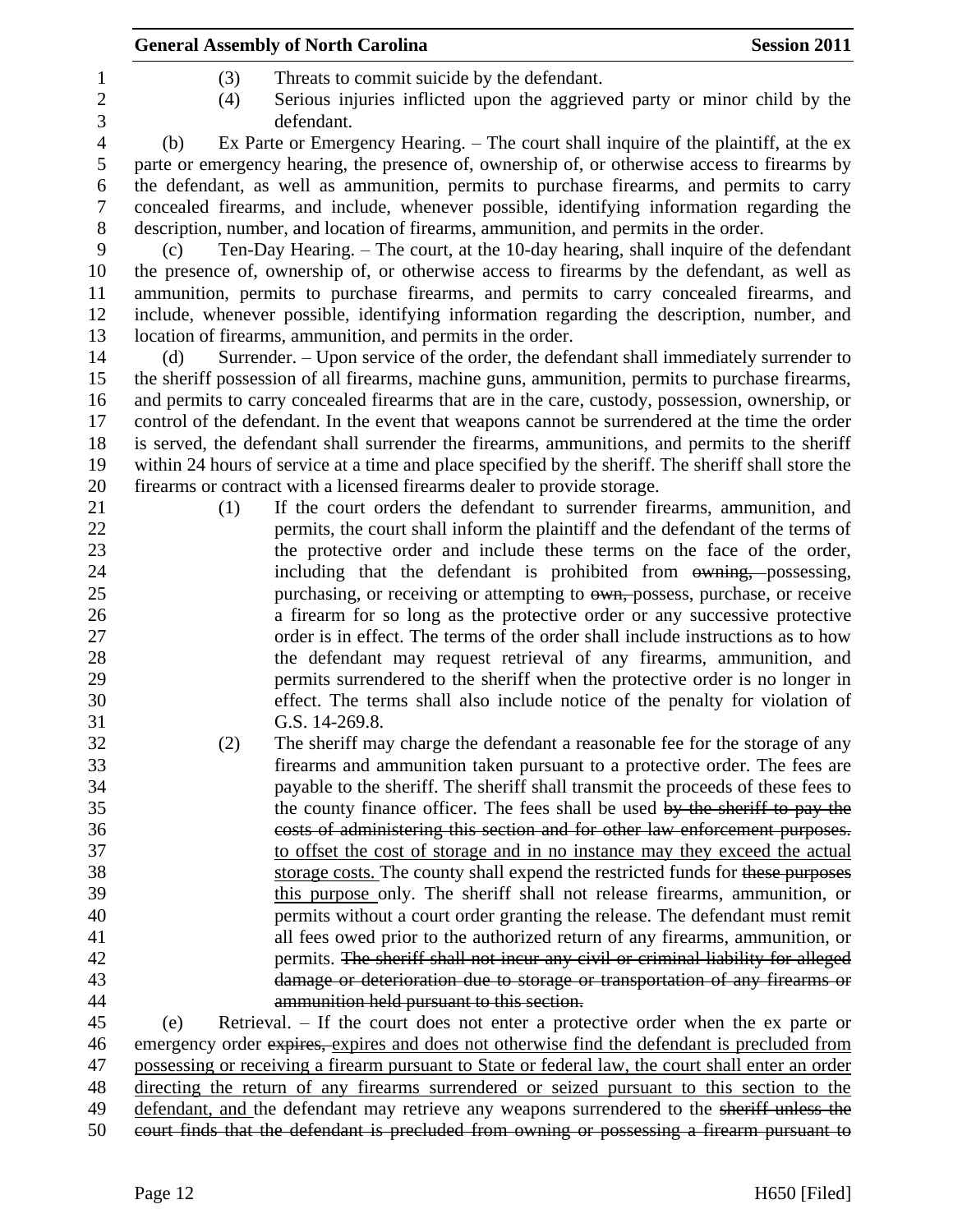(3) Threats to commit suicide by the defendant.

(4) Serious injuries inflicted upon the aggrieved party or minor child by the defendant.

(b) Ex Parte or Emergency Hearing. – The court shall inquire of the plaintiff, at the ex parte or emergency hearing, the presence of, ownership of, or otherwise access to firearms by the defendant, as well as ammunition, permits to purchase firearms, and permits to carry concealed firearms, and include, whenever possible, identifying information regarding the description, number, and location of firearms, ammunition, and permits in the order.

(c) Ten-Day Hearing. – The court, at the 10-day hearing, shall inquire of the defendant the presence of, ownership of, or otherwise access to firearms by the defendant, as well as ammunition, permits to purchase firearms, and permits to carry concealed firearms, and include, whenever possible, identifying information regarding the description, number, and location of firearms, ammunition, and permits in the order.

(d) Surrender. – Upon service of the order, the defendant shall immediately surrender to the sheriff possession of all firearms, machine guns, ammunition, permits to purchase firearms, and permits to carry concealed firearms that are in the care, custody, possession, ownership, or control of the defendant. In the event that weapons cannot be surrendered at the time the order is served, the defendant shall surrender the firearms, ammunitions, and permits to the sheriff within 24 hours of service at a time and place specified by the sheriff. The sheriff shall store the firearms or contract with a licensed firearms dealer to provide storage.

(1) If the court orders the defendant to surrender firearms, ammunition, and permits, the court shall inform the plaintiff and the defendant of the terms of the protective order and include these terms on the face of the order, including that the defendant is prohibited from ~~owning,~~ possessing, purchasing, or receiving or attempting to ~~own,~~ possess, purchase, or receive a firearm for so long as the protective order or any successive protective order is in effect. The terms of the order shall include instructions as to how the defendant may request retrieval of any firearms, ammunition, and permits surrendered to the sheriff when the protective order is no longer in effect. The terms shall also include notice of the penalty for violation of G.S. 14-269.8.

(2) The sheriff may charge the defendant a reasonable fee for the storage of any firearms and ammunition taken pursuant to a protective order. The fees are payable to the sheriff. The sheriff shall transmit the proceeds of these fees to the county finance officer. The fees shall be used ~~by the sheriff to pay the costs of administering this section and for other law enforcement purposes.~~ <u>to offset the cost of storage and in no instance may they exceed the actual storage costs.</u> The county shall expend the restricted funds for ~~these purposes~~ <u>this purpose</u> only. The sheriff shall not release firearms, ammunition, or permits without a court order granting the release. The defendant must remit all fees owed prior to the authorized return of any firearms, ammunition, or permits. ~~The sheriff shall not incur any civil or criminal liability for alleged damage or deterioration due to storage or transportation of any firearms or ammunition held pursuant to this section.~~

(e) Retrieval. – If the court does not enter a protective order when the ex parte or emergency order ~~expires,~~ <u>expires and does not otherwise find the defendant is precluded from possessing or receiving a firearm pursuant to State or federal law, the court shall enter an order directing the return of any firearms surrendered or seized pursuant to this section to the defendant, and</u> the defendant may retrieve any weapons surrendered to the ~~sheriff unless the court finds that the defendant is precluded from owning or possessing a firearm pursuant to~~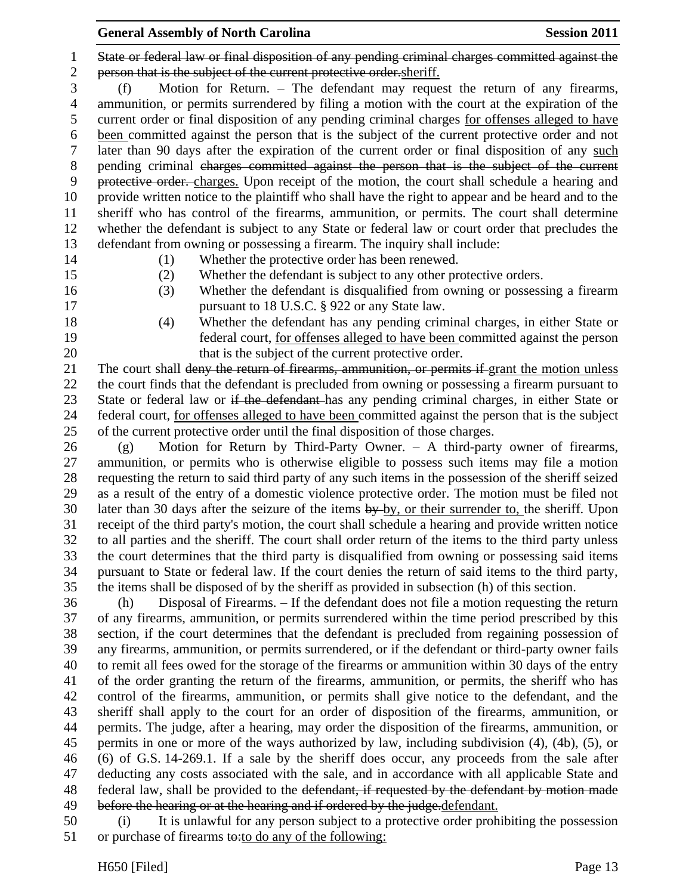~~State or federal law or final disposition of any pending criminal charges committed against the person that is the subject of the current protective order.~~sheriff.

(f) Motion for Return. – The defendant may request the return of any firearms, ammunition, or permits surrendered by filing a motion with the court at the expiration of the current order or final disposition of any pending criminal charges for offenses alleged to have been committed against the person that is the subject of the current protective order and not later than 90 days after the expiration of the current order or final disposition of any such pending criminal ~~charges committed against the person that is the subject of the current protective order.~~ charges. Upon receipt of the motion, the court shall schedule a hearing and provide written notice to the plaintiff who shall have the right to appear and be heard and to the sheriff who has control of the firearms, ammunition, or permits. The court shall determine whether the defendant is subject to any State or federal law or court order that precludes the defendant from owning or possessing a firearm. The inquiry shall include:

(1) Whether the protective order has been renewed.

(2) Whether the defendant is subject to any other protective orders.

(3) Whether the defendant is disqualified from owning or possessing a firearm pursuant to 18 U.S.C. § 922 or any State law.

(4) Whether the defendant has any pending criminal charges, in either State or federal court, for offenses alleged to have been committed against the person that is the subject of the current protective order.

The court shall ~~deny the return of firearms, ammunition, or permits if~~ grant the motion unless the court finds that the defendant is precluded from owning or possessing a firearm pursuant to State or federal law or ~~if the defendant~~ has any pending criminal charges, in either State or federal court, for offenses alleged to have been committed against the person that is the subject of the current protective order until the final disposition of those charges.

(g) Motion for Return by Third-Party Owner. – A third-party owner of firearms, ammunition, or permits who is otherwise eligible to possess such items may file a motion requesting the return to said third party of any such items in the possession of the sheriff seized as a result of the entry of a domestic violence protective order. The motion must be filed not later than 30 days after the seizure of the items ~~by~~ by, or their surrender to, the sheriff. Upon receipt of the third party's motion, the court shall schedule a hearing and provide written notice to all parties and the sheriff. The court shall order return of the items to the third party unless the court determines that the third party is disqualified from owning or possessing said items pursuant to State or federal law. If the court denies the return of said items to the third party, the items shall be disposed of by the sheriff as provided in subsection (h) of this section.

(h) Disposal of Firearms. – If the defendant does not file a motion requesting the return of any firearms, ammunition, or permits surrendered within the time period prescribed by this section, if the court determines that the defendant is precluded from regaining possession of any firearms, ammunition, or permits surrendered, or if the defendant or third-party owner fails to remit all fees owed for the storage of the firearms or ammunition within 30 days of the entry of the order granting the return of the firearms, ammunition, or permits, the sheriff who has control of the firearms, ammunition, or permits shall give notice to the defendant, and the sheriff shall apply to the court for an order of disposition of the firearms, ammunition, or permits. The judge, after a hearing, may order the disposition of the firearms, ammunition, or permits in one or more of the ways authorized by law, including subdivision (4), (4b), (5), or (6) of G.S. 14-269.1. If a sale by the sheriff does occur, any proceeds from the sale after deducting any costs associated with the sale, and in accordance with all applicable State and federal law, shall be provided to the ~~defendant, if requested by the defendant by motion made before the hearing or at the hearing and if ordered by the judge.~~defendant.

(i) It is unlawful for any person subject to a protective order prohibiting the possession or purchase of firearms ~~to:~~to do any of the following: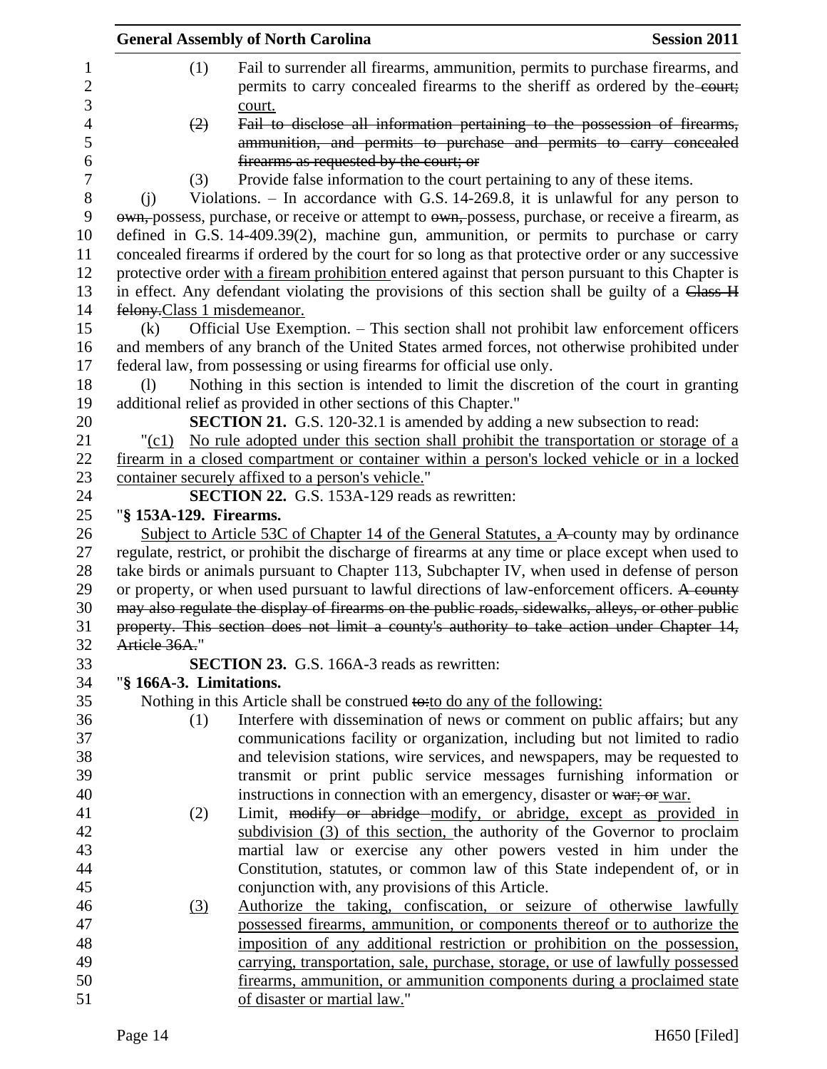(1) Fail to surrender all firearms, ammunition, permits to purchase firearms, and permits to carry concealed firearms to the sheriff as ordered by the ~~court;~~ court.

~~(2) Fail to disclose all information pertaining to the possession of firearms, ammunition, and permits to purchase and permits to carry concealed firearms as requested by the court; or~~

(3) Provide false information to the court pertaining to any of these items.

(j) Violations. – In accordance with G.S. 14-269.8, it is unlawful for any person to ~~own,~~ possess, purchase, or receive or attempt to ~~own,~~ possess, purchase, or receive a firearm, as defined in G.S. 14-409.39(2), machine gun, ammunition, or permits to purchase or carry concealed firearms if ordered by the court for so long as that protective order or any successive protective order with a fiream prohibition entered against that person pursuant to this Chapter is in effect. Any defendant violating the provisions of this section shall be guilty of a ~~Class H felony.~~Class 1 misdemeanor.

(k) Official Use Exemption. – This section shall not prohibit law enforcement officers and members of any branch of the United States armed forces, not otherwise prohibited under federal law, from possessing or using firearms for official use only.

(l) Nothing in this section is intended to limit the discretion of the court in granting additional relief as provided in other sections of this Chapter."

**SECTION 21.** G.S. 120-32.1 is amended by adding a new subsection to read:

"(c1) No rule adopted under this section shall prohibit the transportation or storage of a firearm in a closed compartment or container within a person's locked vehicle or in a locked container securely affixed to a person's vehicle."

**SECTION 22.** G.S. 153A-129 reads as rewritten:

"**§ 153A-129. Firearms.**

Subject to Article 53C of Chapter 14 of the General Statutes, a ~~A~~ county may by ordinance regulate, restrict, or prohibit the discharge of firearms at any time or place except when used to take birds or animals pursuant to Chapter 113, Subchapter IV, when used in defense of person or property, or when used pursuant to lawful directions of law-enforcement officers. ~~A county may also regulate the display of firearms on the public roads, sidewalks, alleys, or other public property. This section does not limit a county's authority to take action under Chapter 14, Article 36A.~~"

**SECTION 23.** G.S. 166A-3 reads as rewritten:

"**§ 166A-3. Limitations.**

Nothing in this Article shall be construed ~~to:~~to do any of the following:

(1) Interfere with dissemination of news or comment on public affairs; but any communications facility or organization, including but not limited to radio and television stations, wire services, and newspapers, may be requested to transmit or print public service messages furnishing information or instructions in connection with an emergency, disaster or ~~war; or~~ war.

(2) Limit, ~~modify or abridge~~ modify, or abridge, except as provided in subdivision (3) of this section, the authority of the Governor to proclaim martial law or exercise any other powers vested in him under the Constitution, statutes, or common law of this State independent of, or in conjunction with, any provisions of this Article.

(3) Authorize the taking, confiscation, or seizure of otherwise lawfully possessed firearms, ammunition, or components thereof or to authorize the imposition of any additional restriction or prohibition on the possession, carrying, transportation, sale, purchase, storage, or use of lawfully possessed firearms, ammunition, or ammunition components during a proclaimed state of disaster or martial law."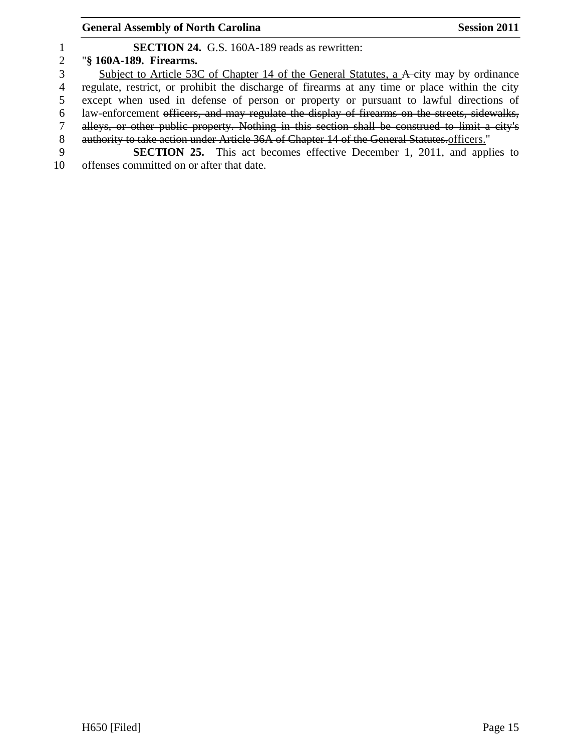**SECTION 24.** G.S. 160A-189 reads as rewritten:

"**§ 160A-189. Firearms.**

<u>Subject to Article 53C of Chapter 14 of the General Statutes, a</u> ~~A~~ city may by ordinance regulate, restrict, or prohibit the discharge of firearms at any time or place within the city except when used in defense of person or property or pursuant to lawful directions of law-enforcement ~~officers, and may regulate the display of firearms on the streets, sidewalks, alleys, or other public property. Nothing in this section shall be construed to limit a city's authority to take action under Article 36A of Chapter 14 of the General Statutes.~~<u>officers.</u>"

**SECTION 25.** This act becomes effective December 1, 2011, and applies to offenses committed on or after that date.